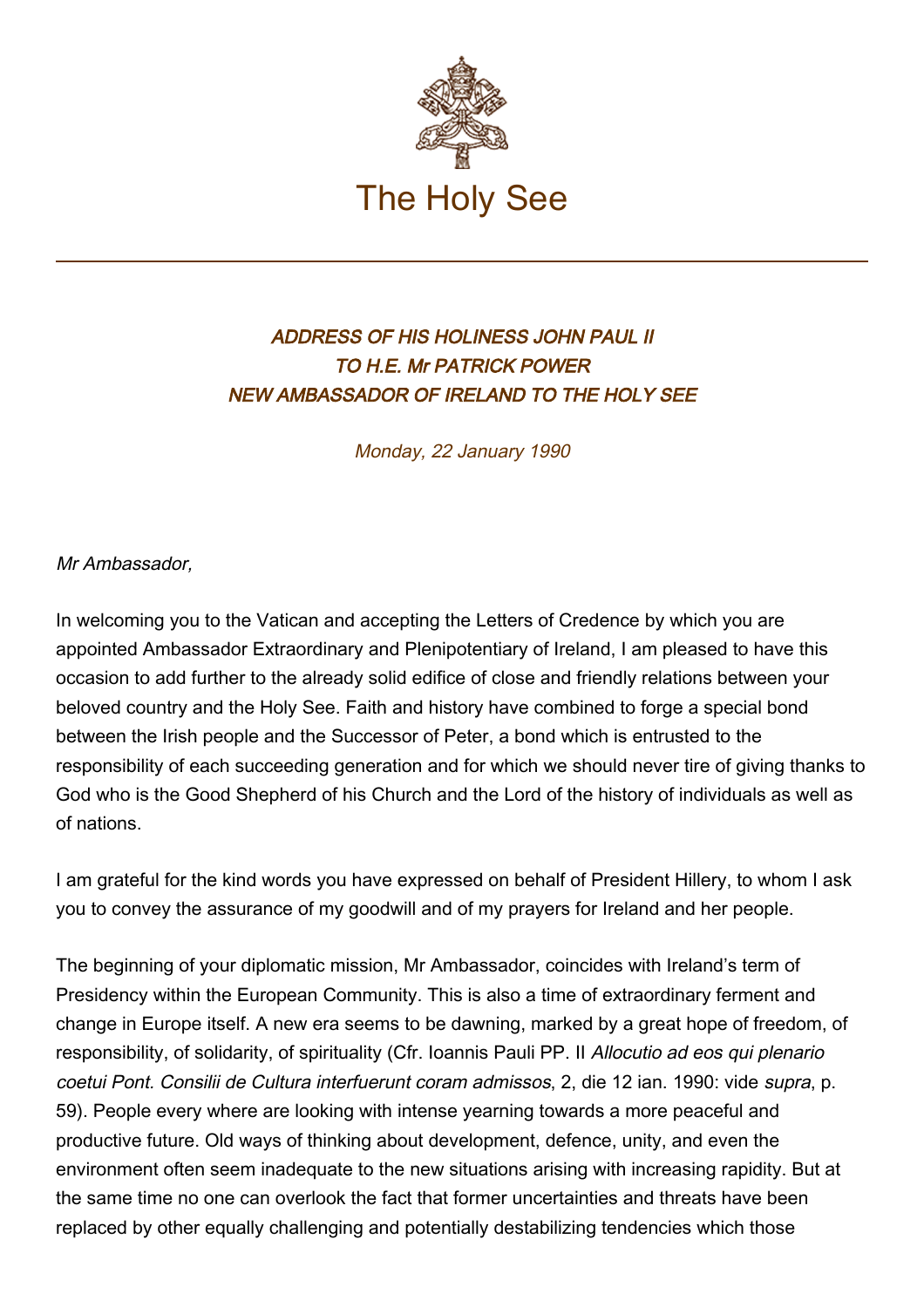The Holy See

### *ADDRESS OF HIS HOLINESS JOHN PAUL II TO H.E. Mr PATRICK POWER NEW AMBASSADOR OF IRELAND TO THE HOLY SEE*

*Monday, 22 January 1990*

*Mr Ambassador,*

In welcoming you to the Vatican and accepting the Letters of Credence by which you are appointed Ambassador Extraordinary and Plenipotentiary of Ireland, I am pleased to have this occasion to add further to the already solid edifice of close and friendly relations between your beloved country and the Holy See. Faith and history have combined to forge a special bond between the Irish people and the Successor of Peter, a bond which is entrusted to the responsibility of each succeeding generation and for which we should never tire of giving thanks to God who is the Good Shepherd of his Church and the Lord of the history of individuals as well as of nations.

I am grateful for the kind words you have expressed on behalf of President Hillery, to whom I ask you to convey the assurance of my goodwill and of my prayers for Ireland and her people.

The beginning of your diplomatic mission, Mr Ambassador, coincides with Ireland's term of Presidency within the European Community. This is also a time of extraordinary ferment and change in Europe itself. A new era seems to be dawning, marked by a great hope of freedom, of responsibility, of solidarity, of spirituality (Cfr. Ioannis Pauli PP. II *Allocutio ad eos qui plenario coetui Pont. Consilii de Cultura interfuerunt coram admissos*, 2, die 12 ian. 1990: vide *supra*, p. 59). People every where are looking with intense yearning towards a more peaceful and productive future. Old ways of thinking about development, defence, unity, and even the environment often seem inadequate to the new situations arising with increasing rapidity. But at the same time no one can overlook the fact that former uncertainties and threats have been replaced by other equally challenging and potentially destabilizing tendencies which those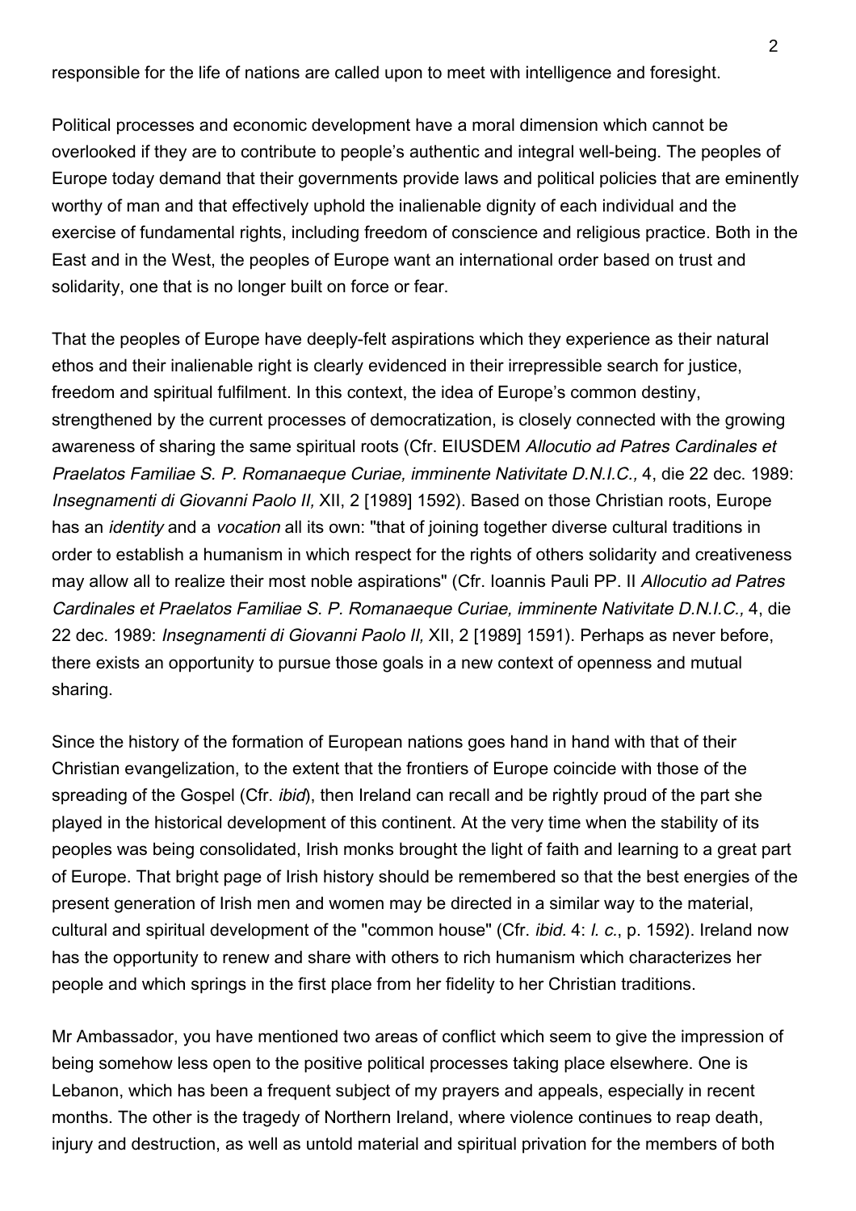responsible for the life of nations are called upon to meet with intelligence and foresight.

Political processes and economic development have a moral dimension which cannot be overlooked if they are to contribute to people's authentic and integral well-being. The peoples of Europe today demand that their governments provide laws and political policies that are eminently worthy of man and that effectively uphold the inalienable dignity of each individual and the exercise of fundamental rights, including freedom of conscience and religious practice. Both in the East and in the West, the peoples of Europe want an international order based on trust and solidarity, one that is no longer built on force or fear.

That the peoples of Europe have deeply-felt aspirations which they experience as their natural ethos and their inalienable right is clearly evidenced in their irrepressible search for justice, freedom and spiritual fulfilment. In this context, the idea of Europe's common destiny, strengthened by the current processes of democratization, is closely connected with the growing awareness of sharing the same spiritual roots (Cfr. EIUSDEM *Allocutio ad Patres Cardinales et Praelatos Familiae S. P. Romanaeque Curiae, imminente Nativitate D.N.I.C.,* 4, die 22 dec. 1989: *Insegnamenti di Giovanni Paolo II,* XII, 2 [1989] 1592). Based on those Christian roots, Europe has an *identity* and a *vocation* all its own: "that of joining together diverse cultural traditions in order to establish a humanism in which respect for the rights of others solidarity and creativeness may allow all to realize their most noble aspirations" (Cfr. Ioannis Pauli PP. II *Allocutio ad Patres Cardinales et Praelatos Familiae S. P. Romanaeque Curiae, imminente Nativitate D.N.I.C.,* 4, die 22 dec. 1989: *Insegnamenti di Giovanni Paolo II,* XII, 2 [1989] 1591). Perhaps as never before, there exists an opportunity to pursue those goals in a new context of openness and mutual sharing.

Since the history of the formation of European nations goes hand in hand with that of their Christian evangelization, to the extent that the frontiers of Europe coincide with those of the spreading of the Gospel (Cfr. *ibid*), then Ireland can recall and be rightly proud of the part she played in the historical development of this continent. At the very time when the stability of its peoples was being consolidated, Irish monks brought the light of faith and learning to a great part of Europe. That bright page of Irish history should be remembered so that the best energies of the present generation of Irish men and women may be directed in a similar way to the material, cultural and spiritual development of the "common house" (Cfr. *ibid.* 4: *l. c.*, p. 1592). Ireland now has the opportunity to renew and share with others to rich humanism which characterizes her people and which springs in the first place from her fidelity to her Christian traditions.

Mr Ambassador, you have mentioned two areas of conflict which seem to give the impression of being somehow less open to the positive political processes taking place elsewhere. One is Lebanon, which has been a frequent subject of my prayers and appeals, especially in recent months. The other is the tragedy of Northern Ireland, where violence continues to reap death, injury and destruction, as well as untold material and spiritual privation for the members of both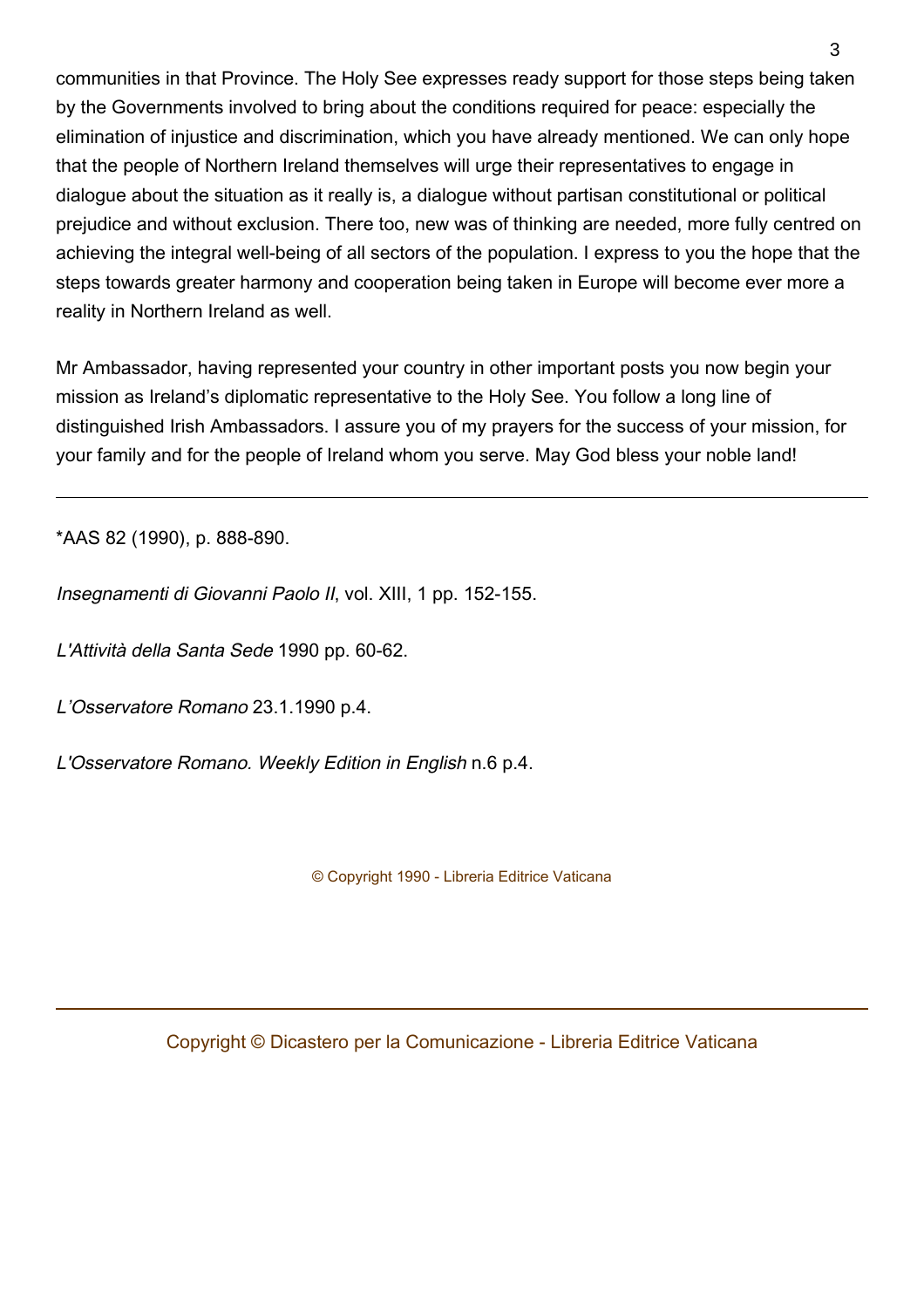communities in that Province. The Holy See expresses ready support for those steps being taken by the Governments involved to bring about the conditions required for peace: especially the elimination of injustice and discrimination, which you have already mentioned. We can only hope that the people of Northern Ireland themselves will urge their representatives to engage in dialogue about the situation as it really is, a dialogue without partisan constitutional or political prejudice and without exclusion. There too, new was of thinking are needed, more fully centred on achieving the integral well-being of all sectors of the population. I express to you the hope that the steps towards greater harmony and cooperation being taken in Europe will become ever more a reality in Northern Ireland as well.

Mr Ambassador, having represented your country in other important posts you now begin your mission as Ireland's diplomatic representative to the Holy See. You follow a long line of distinguished Irish Ambassadors. I assure you of my prayers for the success of your mission, for your family and for the people of Ireland whom you serve. May God bless your noble land!

---

*AAS 82 (1990), p. 888-890.

*Insegnamenti di Giovanni Paolo II*, vol. XIII, 1 pp. 152-155.

*L'Attività della Santa Sede* 1990 pp. 60-62.

*L'Osservatore Romano* 23.1.1990 p.4.

*L'Osservatore Romano. Weekly Edition in English* n.6 p.4.

© Copyright 1990 - Libreria Editrice Vaticana

Copyright © Dicastero per la Comunicazione - Libreria Editrice Vaticana